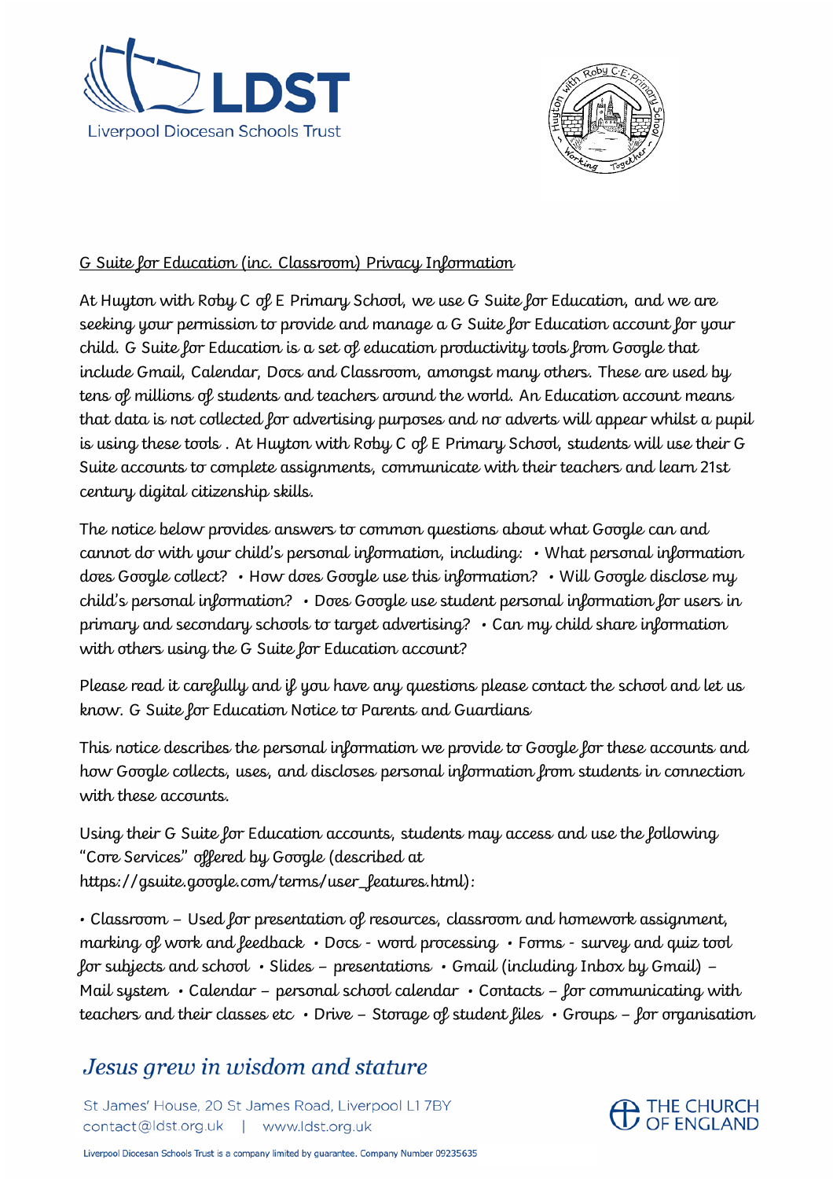G Suite for Education (inc. Classroom) Privacy Information

At Huyton with Roby C of E Primary School, we use G Suite for Education, and we are seeking your permission to provide and manage a G Suite for Education account for your child. G Suite for Education is a set of education productivity tools from Google that include Gmail, Calendar, Docs and Classroom, amongst many others. These are used by tens of millions of students and teachers around the world. An Education account means that data is not collected for advertising purposes and no adverts will appear whilst a pupil is using these tools . At Huyton with Roby C of E Primary School, students will use their G Suite accounts to complete assignments, communicate with their teachers and learn 21st century digital citizenship skills.

The notice below provides answers to common questions about what Google can and cannot do with your child's personal information, including: • What personal information does Google collect? • How does Google use this information? • Will Google disclose my child's personal information? • Does Google use student personal information for users in primary and secondary schools to target advertising? • Can my child share information with others using the G Suite for Education account?

Please read it carefully and if you have any questions please contact the school and let us know. G Suite for Education Notice to Parents and Guardians

This notice describes the personal information we provide to Google for these accounts and how Google collects, uses, and discloses personal information from students in connection with these accounts.

Using their G Suite for Education accounts, students may access and use the following "Core Services" offered by Google (described at https://gsuite.google.com/terms/user_features.html):

• Classroom – Used for presentation of resources, classroom and homework assignment, marking of work and feedback • Docs - word processing • Forms - survey and quiz tool for subjects and school • Slides – presentations • Gmail (including Inbox by Gmail) – Mail system • Calendar – personal school calendar • Contacts – for communicating with teachers and their classes etc • Drive – Storage of student files • Groups – for organisation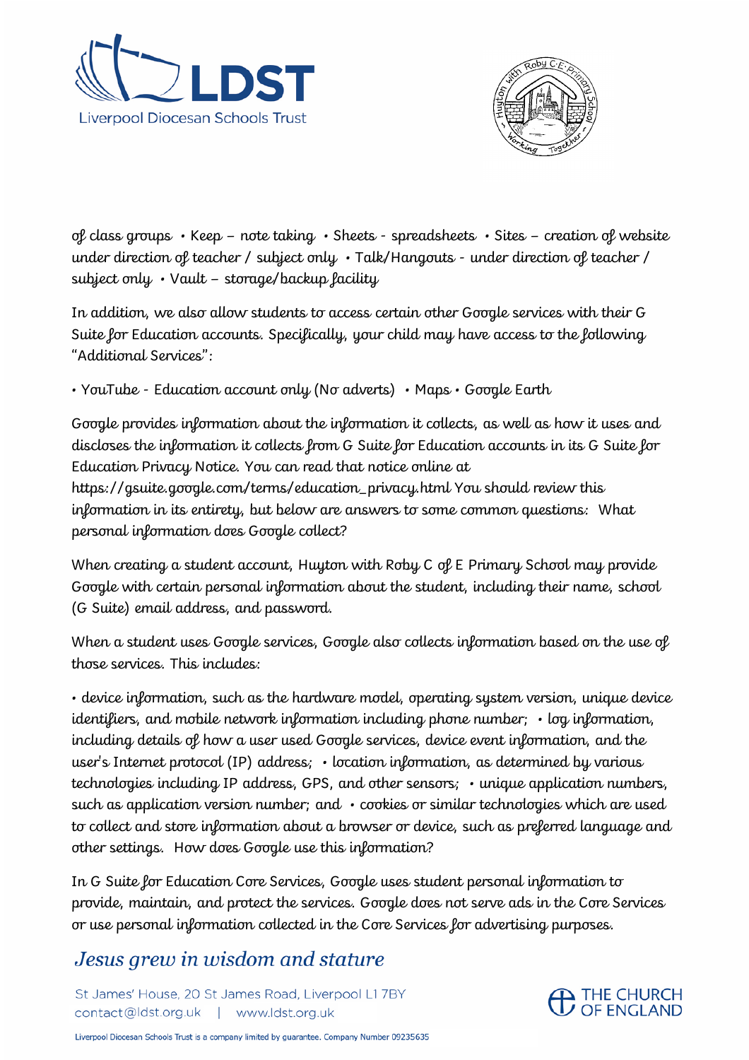of class groups • Keep – note taking • Sheets - spreadsheets • Sites – creation of website under direction of teacher / subject only • Talk/Hangouts - under direction of teacher / subject only • Vault – storage/backup facility

In addition, we also allow students to access certain other Google services with their G Suite for Education accounts. Specifically, your child may have access to the following "Additional Services":

• YouTube - Education account only (No adverts) • Maps • Google Earth

Google provides information about the information it collects, as well as how it uses and discloses the information it collects from G Suite for Education accounts in its G Suite for Education Privacy Notice. You can read that notice online at https://gsuite.google.com/terms/education_privacy.html You should review this information in its entirety, but below are answers to some common questions: What personal information does Google collect?

When creating a student account, Huyton with Roby C of E Primary School may provide Google with certain personal information about the student, including their name, school (G Suite) email address, and password.

When a student uses Google services, Google also collects information based on the use of those services. This includes:

• device information, such as the hardware model, operating system version, unique device identifiers, and mobile network information including phone number; • log information, including details of how a user used Google services, device event information, and the user's Internet protocol (IP) address; • location information, as determined by various technologies including IP address, GPS, and other sensors; • unique application numbers, such as application version number; and • cookies or similar technologies which are used to collect and store information about a browser or device, such as preferred language and other settings. How does Google use this information?

In G Suite for Education Core Services, Google uses student personal information to provide, maintain, and protect the services. Google does not serve ads in the Core Services or use personal information collected in the Core Services for advertising purposes.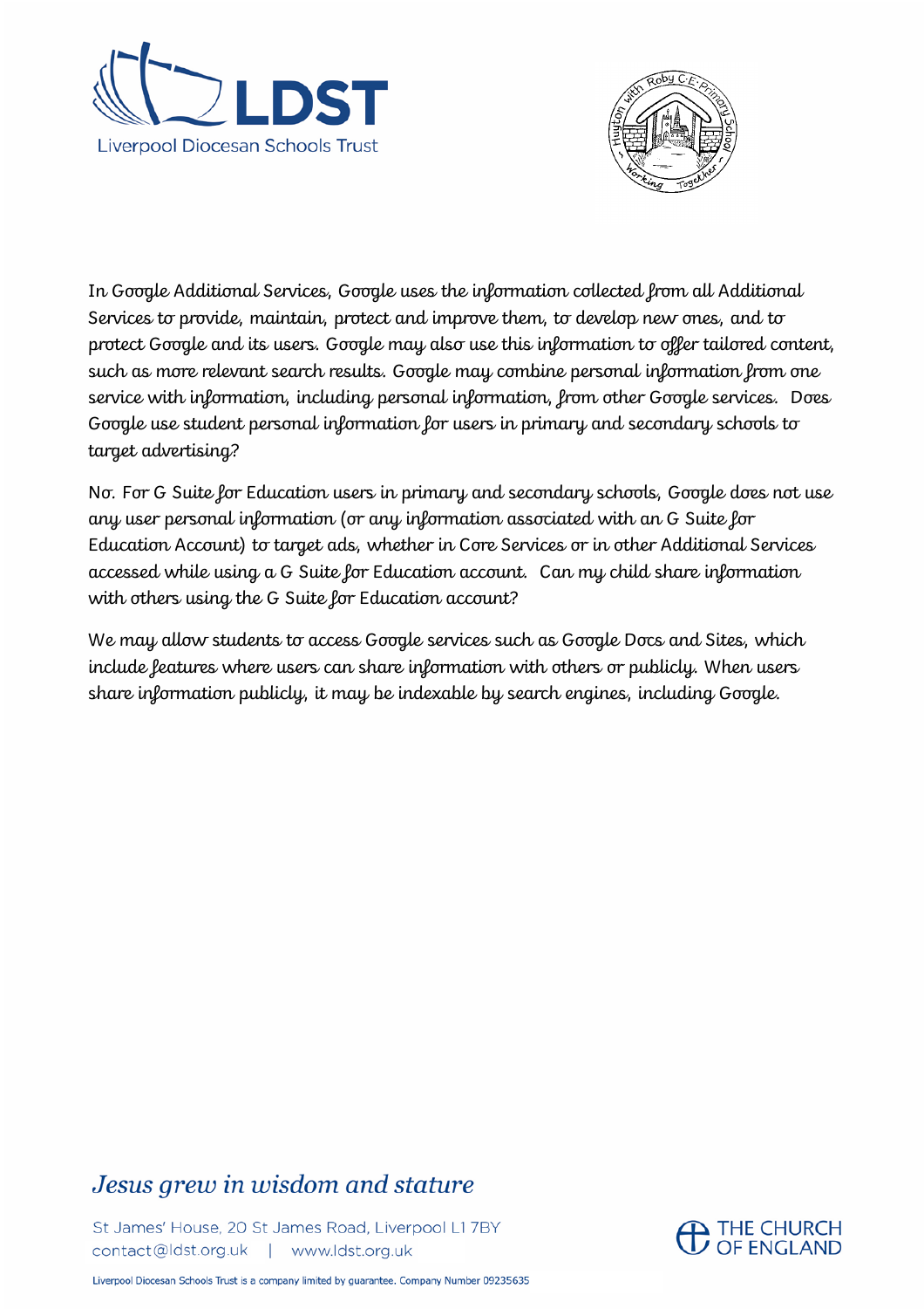In Google Additional Services, Google uses the information collected from all Additional Services to provide, maintain, protect and improve them, to develop new ones, and to protect Google and its users. Google may also use this information to offer tailored content, such as more relevant search results. Google may combine personal information from one service with information, including personal information, from other Google services. Does Google use student personal information for users in primary and secondary schools to target advertising?

No. For G Suite for Education users in primary and secondary schools, Google does not use any user personal information (or any information associated with an G Suite for Education Account) to target ads, whether in Core Services or in other Additional Services accessed while using a G Suite for Education account. Can my child share information with others using the G Suite for Education account?

We may allow students to access Google services such as Google Docs and Sites, which include features where users can share information with others or publicly. When users share information publicly, it may be indexable by search engines, including Google.